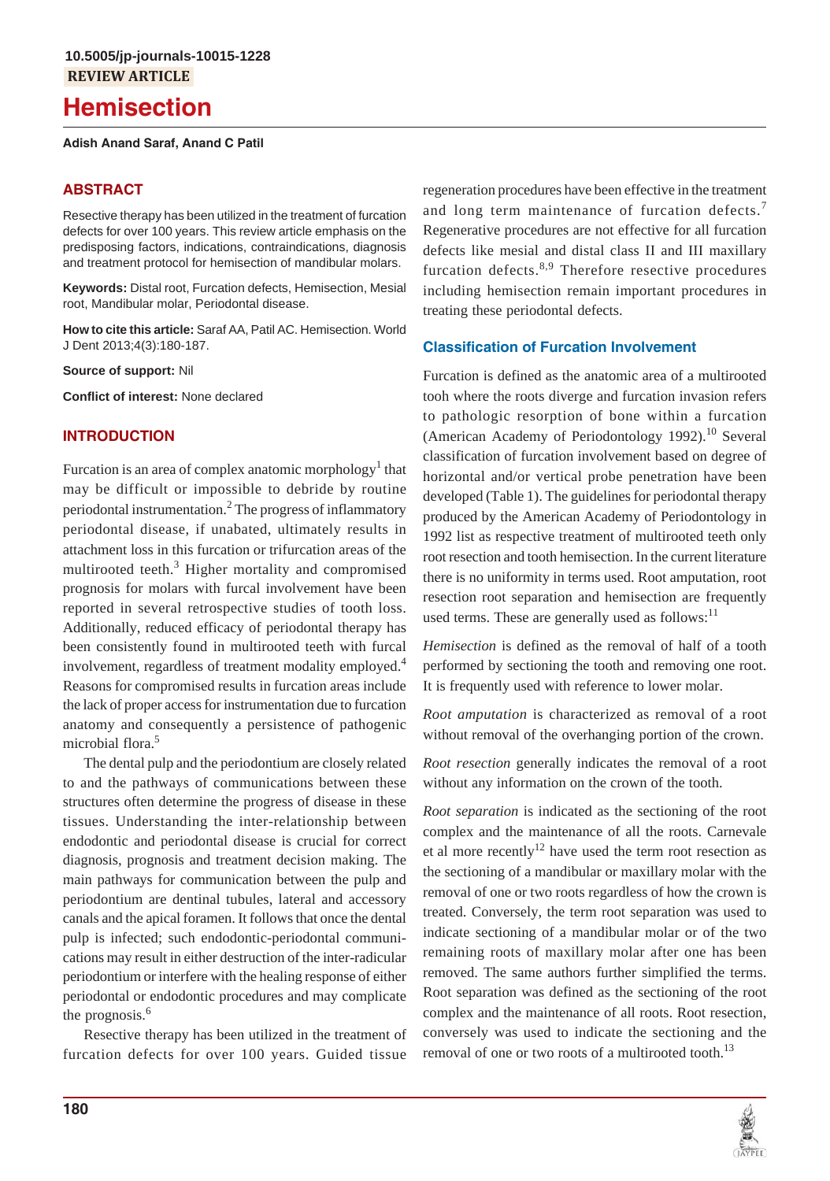10.5005/jp-journals-10015-1228

**REVIEW ARTICLE**

# Hemisection

**Adish Anand Saraf, Anand C Patil**

## ABSTRACT

Resective therapy has been utilized in the treatment of furcation defects for over 100 years. This review article emphasis on the predisposing factors, indications, contraindications, diagnosis and treatment protocol for hemisection of mandibular molars.

**Keywords:** Distal root, Furcation defects, Hemisection, Mesial root, Mandibular molar, Periodontal disease.

**How to cite this article:** Saraf AA, Patil AC. Hemisection. World J Dent 2013;4(3):180-187.

**Source of support:** Nil

**Conflict of interest:** None declared

## INTRODUCTION

Furcation is an area of complex anatomic morphology[1] that may be difficult or impossible to debride by routine periodontal instrumentation.[2] The progress of inflammatory periodontal disease, if unabated, ultimately results in attachment loss in this furcation or trifurcation areas of the multirooted teeth.[3] Higher mortality and compromised prognosis for molars with furcal involvement have been reported in several retrospective studies of tooth loss. Additionally, reduced efficacy of periodontal therapy has been consistently found in multirooted teeth with furcal involvement, regardless of treatment modality employed.[4] Reasons for compromised results in furcation areas include the lack of proper access for instrumentation due to furcation anatomy and consequently a persistence of pathogenic microbial flora.[5]

The dental pulp and the periodontium are closely related to and the pathways of communications between these structures often determine the progress of disease in these tissues. Understanding the inter-relationship between endodontic and periodontal disease is crucial for correct diagnosis, prognosis and treatment decision making. The main pathways for communication between the pulp and periodontium are dentinal tubules, lateral and accessory canals and the apical foramen. It follows that once the dental pulp is infected; such endodontic-periodontal communications may result in either destruction of the inter-radicular periodontium or interfere with the healing response of either periodontal or endodontic procedures and may complicate the prognosis.[6]

Resective therapy has been utilized in the treatment of furcation defects for over 100 years. Guided tissue regeneration procedures have been effective in the treatment and long term maintenance of furcation defects.[7] Regenerative procedures are not effective for all furcation defects like mesial and distal class II and III maxillary furcation defects.[8,9] Therefore resective procedures including hemisection remain important procedures in treating these periodontal defects.

### Classification of Furcation Involvement

Furcation is defined as the anatomic area of a multirooted tooh where the roots diverge and furcation invasion refers to pathologic resorption of bone within a furcation (American Academy of Periodontology 1992).[10] Several classification of furcation involvement based on degree of horizontal and/or vertical probe penetration have been developed (Table 1). The guidelines for periodontal therapy produced by the American Academy of Periodontology in 1992 list as respective treatment of multirooted teeth only root resection and tooth hemisection. In the current literature there is no uniformity in terms used. Root amputation, root resection root separation and hemisection are frequently used terms. These are generally used as follows:[11]

*Hemisection* is defined as the removal of half of a tooth performed by sectioning the tooth and removing one root. It is frequently used with reference to lower molar.

*Root amputation* is characterized as removal of a root without removal of the overhanging portion of the crown.

*Root resection* generally indicates the removal of a root without any information on the crown of the tooth.

*Root separation* is indicated as the sectioning of the root complex and the maintenance of all the roots. Carnevale et al more recently[12] have used the term root resection as the sectioning of a mandibular or maxillary molar with the removal of one or two roots regardless of how the crown is treated. Conversely, the term root separation was used to indicate sectioning of a mandibular molar or of the two remaining roots of maxillary molar after one has been removed. The same authors further simplified the terms. Root separation was defined as the sectioning of the root complex and the maintenance of all roots. Root resection, conversely was used to indicate the sectioning and the removal of one or two roots of a multirooted tooth.[13]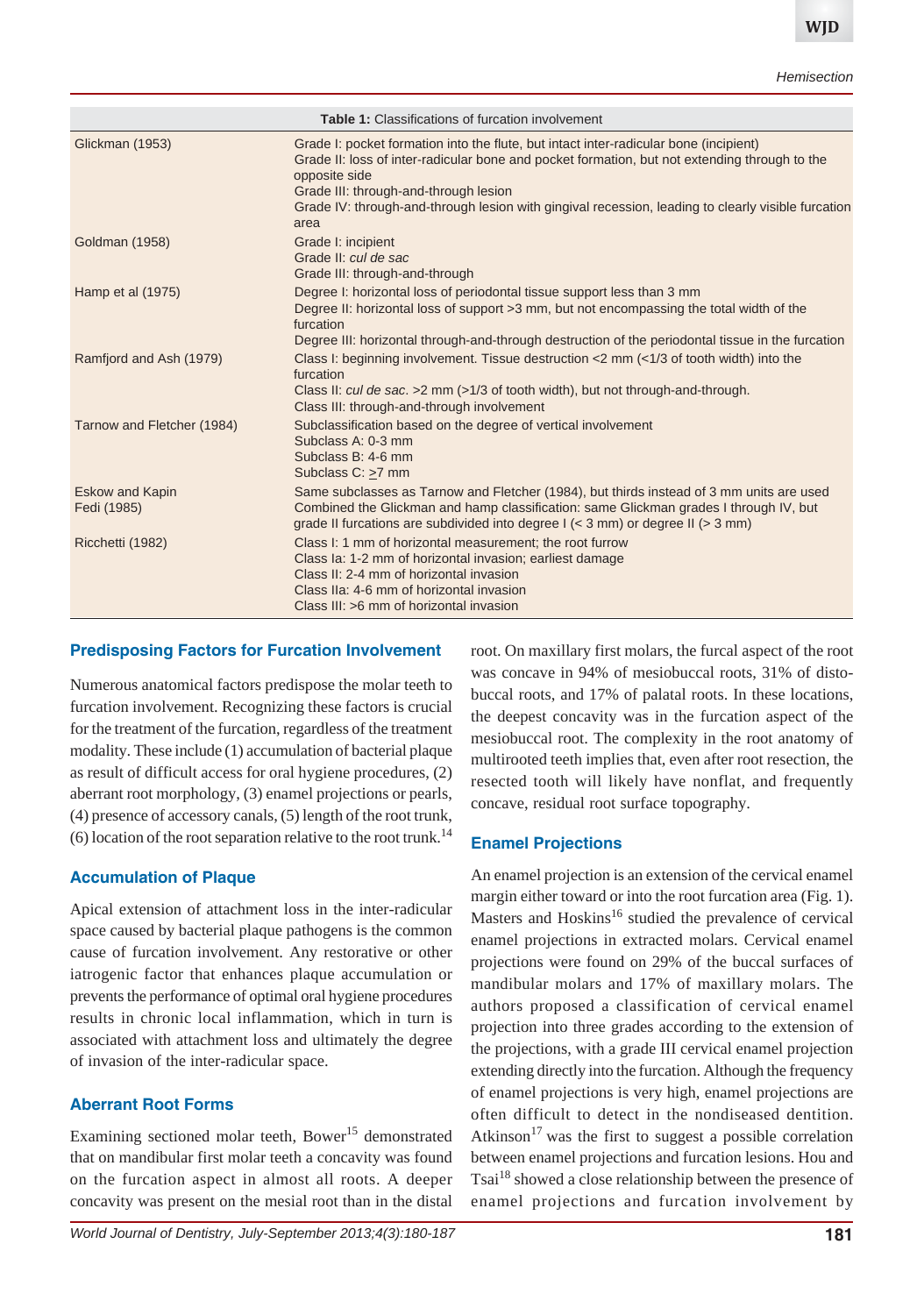**Table 1:** Classifications of furcation involvement

| | |
|---|---|
| Glickman (1953) | Grade I: pocket formation into the flute, but intact inter-radicular bone (incipient)<br>Grade II: loss of inter-radicular bone and pocket formation, but not extending through to the opposite side<br>Grade III: through-and-through lesion<br>Grade IV: through-and-through lesion with gingival recession, leading to clearly visible furcation area |
| Goldman (1958) | Grade I: incipient<br>Grade II: *cul de sac*<br>Grade III: through-and-through |
| Hamp et al (1975) | Degree I: horizontal loss of periodontal tissue support less than 3 mm<br>Degree II: horizontal loss of support >3 mm, but not encompassing the total width of the furcation<br>Degree III: horizontal through-and-through destruction of the periodontal tissue in the furcation |
| Ramfjord and Ash (1979) | Class I: beginning involvement. Tissue destruction <2 mm (<1/3 of tooth width) into the furcation<br>Class II: *cul de sac*. >2 mm (>1/3 of tooth width), but not through-and-through.<br>Class III: through-and-through involvement |
| Tarnow and Fletcher (1984) | Subclassification based on the degree of vertical involvement<br>Subclass A: 0-3 mm<br>Subclass B: 4-6 mm<br>Subclass C: ≥7 mm |
| Eskow and Kapin<br>Fedi (1985) | Same subclasses as Tarnow and Fletcher (1984), but thirds instead of 3 mm units are used<br>Combined the Glickman and hamp classification: same Glickman grades I through IV, but grade II furcations are subdivided into degree I (< 3 mm) or degree II (> 3 mm) |
| Ricchetti (1982) | Class I: 1 mm of horizontal measurement; the root furrow<br>Class Ia: 1-2 mm of horizontal invasion; earliest damage<br>Class II: 2-4 mm of horizontal invasion<br>Class IIa: 4-6 mm of horizontal invasion<br>Class III: >6 mm of horizontal invasion |

## Predisposing Factors for Furcation Involvement

Numerous anatomical factors predispose the molar teeth to furcation involvement. Recognizing these factors is crucial for the treatment of the furcation, regardless of the treatment modality. These include (1) accumulation of bacterial plaque as result of difficult access for oral hygiene procedures, (2) aberrant root morphology, (3) enamel projections or pearls, (4) presence of accessory canals, (5) length of the root trunk, (6) location of the root separation relative to the root trunk.[14]

## Accumulation of Plaque

Apical extension of attachment loss in the inter-radicular space caused by bacterial plaque pathogens is the common cause of furcation involvement. Any restorative or other iatrogenic factor that enhances plaque accumulation or prevents the performance of optimal oral hygiene procedures results in chronic local inflammation, which in turn is associated with attachment loss and ultimately the degree of invasion of the inter-radicular space.

## Aberrant Root Forms

Examining sectioned molar teeth, Bower[15] demonstrated that on mandibular first molar teeth a concavity was found on the furcation aspect in almost all roots. A deeper concavity was present on the mesial root than in the distal root. On maxillary first molars, the furcal aspect of the root was concave in 94% of mesiobuccal roots, 31% of distobuccal roots, and 17% of palatal roots. In these locations, the deepest concavity was in the furcation aspect of the mesiobuccal root. The complexity in the root anatomy of multirooted teeth implies that, even after root resection, the resected tooth will likely have nonflat, and frequently concave, residual root surface topography.

## Enamel Projections

An enamel projection is an extension of the cervical enamel margin either toward or into the root furcation area (Fig. 1). Masters and Hoskins[16] studied the prevalence of cervical enamel projections in extracted molars. Cervical enamel projections were found on 29% of the buccal surfaces of mandibular molars and 17% of maxillary molars. The authors proposed a classification of cervical enamel projection into three grades according to the extension of the projections, with a grade III cervical enamel projection extending directly into the furcation. Although the frequency of enamel projections is very high, enamel projections are often difficult to detect in the nondiseased dentition. Atkinson[17] was the first to suggest a possible correlation between enamel projections and furcation lesions. Hou and Tsai[18] showed a close relationship between the presence of enamel projections and furcation involvement by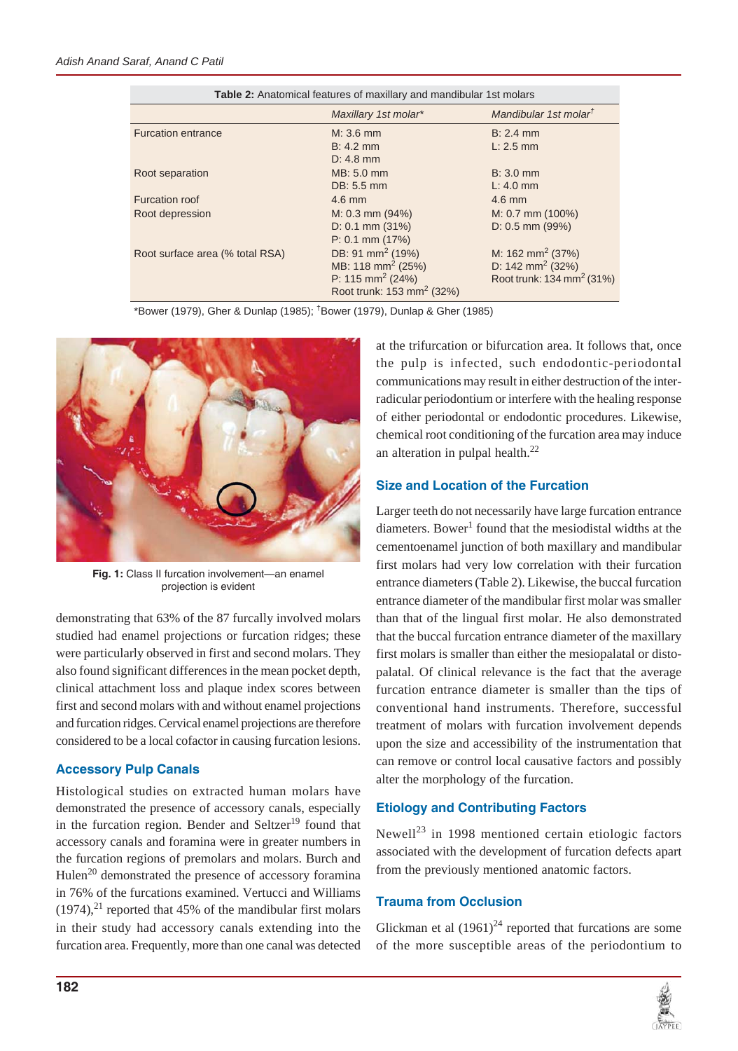**Table 2:** Anatomical features of maxillary and mandibular 1st molars

| | *Maxillary 1st molar\** | *Mandibular 1st molar†* |
|---|---|---|
| Furcation entrance | M: 3.6 mm<br>B: 4.2 mm<br>D: 4.8 mm | B: 2.4 mm<br>L: 2.5 mm |
| Root separation | MB: 5.0 mm<br>DB: 5.5 mm | B: 3.0 mm<br>L: 4.0 mm |
| Furcation roof | 4.6 mm | 4.6 mm |
| Root depression | M: 0.3 mm (94%)<br>D: 0.1 mm (31%)<br>P: 0.1 mm (17%) | M: 0.7 mm (100%)<br>D: 0.5 mm (99%) |
| Root surface area (% total RSA) | DB: 91 $mm^2$ (19%)<br>MB: 118 $mm^2$ (25%)<br>P: 115 $mm^2$ (24%)<br>Root trunk: 153 $mm^2$ (32%) | M: 162 $mm^2$ (37%)<br>D: 142 $mm^2$ (32%)<br>Root trunk: 134 $mm^2$ (31%) |

\*Bower (1979), Gher & Dunlap (1985); †Bower (1979), Dunlap & Gher (1985)

**Fig. 1:** Class II furcation involvement—an enamel projection is evident

demonstrating that 63% of the 87 furcally involved molars studied had enamel projections or furcation ridges; these were particularly observed in first and second molars. They also found significant differences in the mean pocket depth, clinical attachment loss and plaque index scores between first and second molars with and without enamel projections and furcation ridges. Cervical enamel projections are therefore considered to be a local cofactor in causing furcation lesions.

## Accessory Pulp Canals

Histological studies on extracted human molars have demonstrated the presence of accessory canals, especially in the furcation region. Bender and Seltzer[19] found that accessory canals and foramina were in greater numbers in the furcation regions of premolars and molars. Burch and Hulen[20] demonstrated the presence of accessory foramina in 76% of the furcations examined. Vertucci and Williams (1974),[21] reported that 45% of the mandibular first molars in their study had accessory canals extending into the furcation area. Frequently, more than one canal was detected at the trifurcation or bifurcation area. It follows that, once the pulp is infected, such endodontic-periodontal communications may result in either destruction of the interradicular periodontium or interfere with the healing response of either periodontal or endodontic procedures. Likewise, chemical root conditioning of the furcation area may induce an alteration in pulpal health.[22]

## Size and Location of the Furcation

Larger teeth do not necessarily have large furcation entrance diameters. Bower[1] found that the mesiodistal widths at the cementoenamel junction of both maxillary and mandibular first molars had very low correlation with their furcation entrance diameters (Table 2). Likewise, the buccal furcation entrance diameter of the mandibular first molar was smaller than that of the lingual first molar. He also demonstrated that the buccal furcation entrance diameter of the maxillary first molars is smaller than either the mesiopalatal or distopalatal. Of clinical relevance is the fact that the average furcation entrance diameter is smaller than the tips of conventional hand instruments. Therefore, successful treatment of molars with furcation involvement depends upon the size and accessibility of the instrumentation that can remove or control local causative factors and possibly alter the morphology of the furcation.

## Etiology and Contributing Factors

Newell[23] in 1998 mentioned certain etiologic factors associated with the development of furcation defects apart from the previously mentioned anatomic factors.

## Trauma from Occlusion

Glickman et al (1961)[24] reported that furcations are some of the more susceptible areas of the periodontium to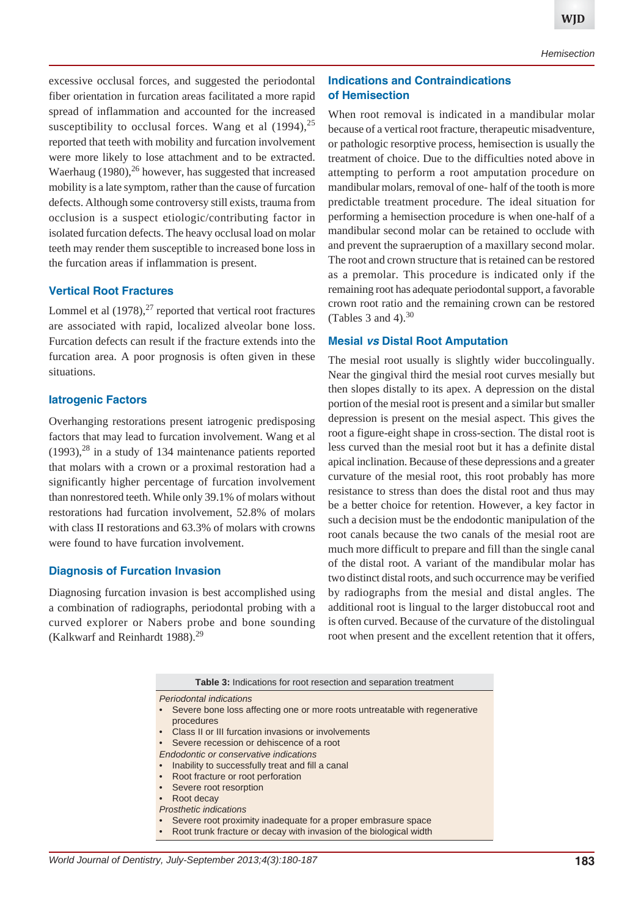excessive occlusal forces, and suggested the periodontal fiber orientation in furcation areas facilitated a more rapid spread of inflammation and accounted for the increased susceptibility to occlusal forces. Wang et al (1994),[25] reported that teeth with mobility and furcation involvement were more likely to lose attachment and to be extracted. Waerhaug (1980),[26] however, has suggested that increased mobility is a late symptom, rather than the cause of furcation defects. Although some controversy still exists, trauma from occlusion is a suspect etiologic/contributing factor in isolated furcation defects. The heavy occlusal load on molar teeth may render them susceptible to increased bone loss in the furcation areas if inflammation is present.

## Vertical Root Fractures

Lommel et al (1978),[27] reported that vertical root fractures are associated with rapid, localized alveolar bone loss. Furcation defects can result if the fracture extends into the furcation area. A poor prognosis is often given in these situations.

## Iatrogenic Factors

Overhanging restorations present iatrogenic predisposing factors that may lead to furcation involvement. Wang et al (1993),[28] in a study of 134 maintenance patients reported that molars with a crown or a proximal restoration had a significantly higher percentage of furcation involvement than nonrestored teeth. While only 39.1% of molars without restorations had furcation involvement, 52.8% of molars with class II restorations and 63.3% of molars with crowns were found to have furcation involvement.

## Diagnosis of Furcation Invasion

Diagnosing furcation invasion is best accomplished using a combination of radiographs, periodontal probing with a curved explorer or Nabers probe and bone sounding (Kalkwarf and Reinhardt 1988).[29]

## Indications and Contraindications of Hemisection

When root removal is indicated in a mandibular molar because of a vertical root fracture, therapeutic misadventure, or pathologic resorptive process, hemisection is usually the treatment of choice. Due to the difficulties noted above in attempting to perform a root amputation procedure on mandibular molars, removal of one- half of the tooth is more predictable treatment procedure. The ideal situation for performing a hemisection procedure is when one-half of a mandibular second molar can be retained to occlude with and prevent the supraeruption of a maxillary second molar. The root and crown structure that is retained can be restored as a premolar. This procedure is indicated only if the remaining root has adequate periodontal support, a favorable crown root ratio and the remaining crown can be restored (Tables 3 and 4).[30]

## Mesial *vs* Distal Root Amputation

The mesial root usually is slightly wider buccolingually. Near the gingival third the mesial root curves mesially but then slopes distally to its apex. A depression on the distal portion of the mesial root is present and a similar but smaller depression is present on the mesial aspect. This gives the root a figure-eight shape in cross-section. The distal root is less curved than the mesial root but it has a definite distal apical inclination. Because of these depressions and a greater curvature of the mesial root, this root probably has more resistance to stress than does the distal root and thus may be a better choice for retention. However, a key factor in such a decision must be the endodontic manipulation of the root canals because the two canals of the mesial root are much more difficult to prepare and fill than the single canal of the distal root. A variant of the mandibular molar has two distinct distal roots, and such occurrence may be verified by radiographs from the mesial and distal angles. The additional root is lingual to the larger distobuccal root and is often curved. Because of the curvature of the distolingual root when present and the excellent retention that it offers,

| **Table 3:** Indications for root resection and separation treatment |
|---|
| *Periodontal indications* |
| • Severe bone loss affecting one or more roots untreatable with regenerative procedures |
| • Class II or III furcation invasions or involvements |
| • Severe recession or dehiscence of a root |
| *Endodontic or conservative indications* |
| • Inability to successfully treat and fill a canal |
| • Root fracture or root perforation |
| • Severe root resorption |
| • Root decay |
| *Prosthetic indications* |
| • Severe root proximity inadequate for a proper embrasure space |
| • Root trunk fracture or decay with invasion of the biological width |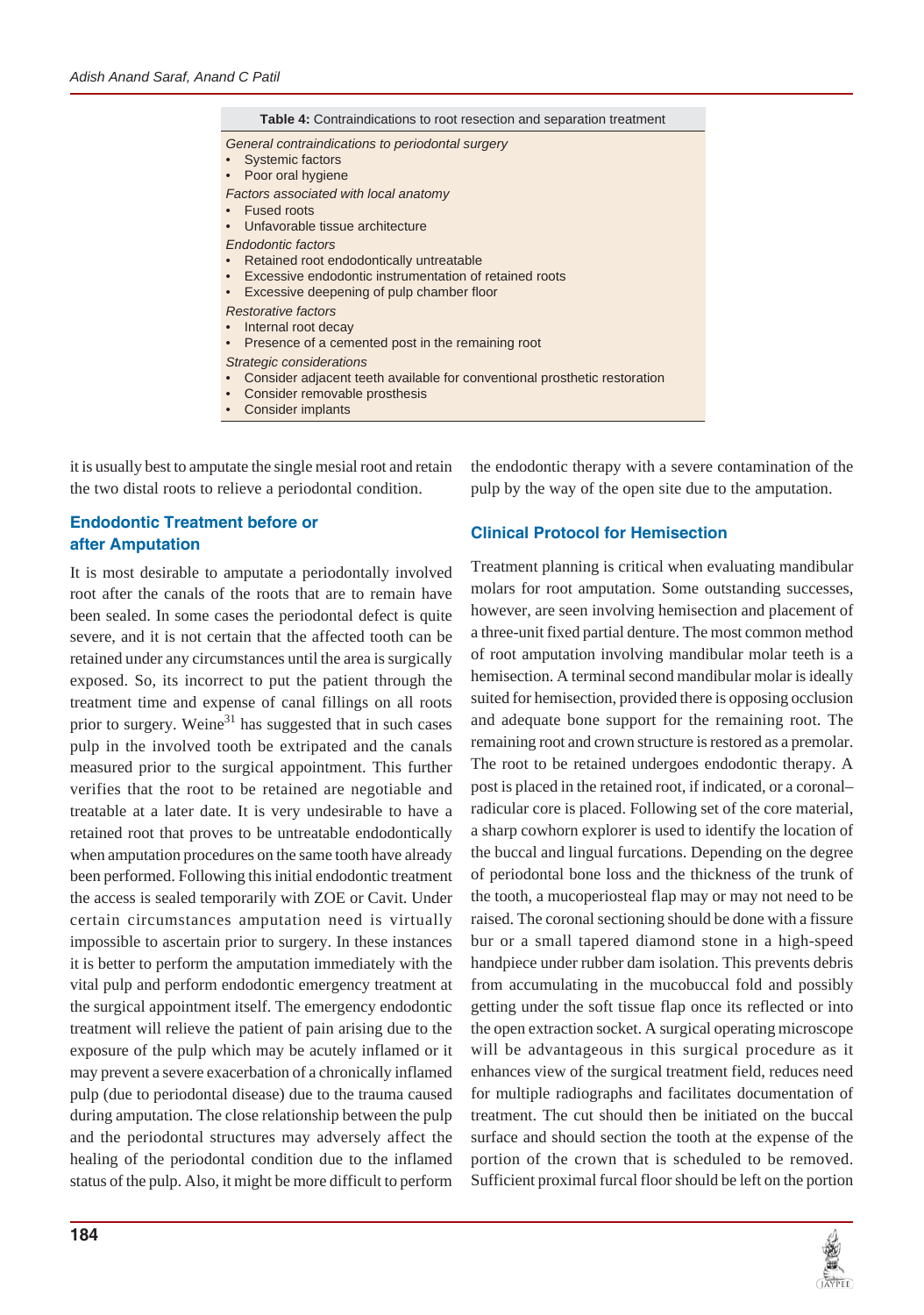**Table 4:** Contraindications to root resection and separation treatment

*General contraindications to periodontal surgery*
- Systemic factors
- Poor oral hygiene

*Factors associated with local anatomy*
- Fused roots
- Unfavorable tissue architecture

*Endodontic factors*
- Retained root endodontically untreatable
- Excessive endodontic instrumentation of retained roots
- Excessive deepening of pulp chamber floor

*Restorative factors*
- Internal root decay
- Presence of a cemented post in the remaining root

*Strategic considerations*
- Consider adjacent teeth available for conventional prosthetic restoration
- Consider removable prosthesis
- Consider implants

it is usually best to amputate the single mesial root and retain the two distal roots to relieve a periodontal condition.

## Endodontic Treatment before or after Amputation

It is most desirable to amputate a periodontally involved root after the canals of the roots that are to remain have been sealed. In some cases the periodontal defect is quite severe, and it is not certain that the affected tooth can be retained under any circumstances until the area is surgically exposed. So, its incorrect to put the patient through the treatment time and expense of canal fillings on all roots prior to surgery. Weine[31] has suggested that in such cases pulp in the involved tooth be extripated and the canals measured prior to the surgical appointment. This further verifies that the root to be retained are negotiable and treatable at a later date. It is very undesirable to have a retained root that proves to be untreatable endodontically when amputation procedures on the same tooth have already been performed. Following this initial endodontic treatment the access is sealed temporarily with ZOE or Cavit. Under certain circumstances amputation need is virtually impossible to ascertain prior to surgery. In these instances it is better to perform the amputation immediately with the vital pulp and perform endodontic emergency treatment at the surgical appointment itself. The emergency endodontic treatment will relieve the patient of pain arising due to the exposure of the pulp which may be acutely inflamed or it may prevent a severe exacerbation of a chronically inflamed pulp (due to periodontal disease) due to the trauma caused during amputation. The close relationship between the pulp and the periodontal structures may adversely affect the healing of the periodontal condition due to the inflamed status of the pulp. Also, it might be more difficult to perform the endodontic therapy with a severe contamination of the pulp by the way of the open site due to the amputation.

## Clinical Protocol for Hemisection

Treatment planning is critical when evaluating mandibular molars for root amputation. Some outstanding successes, however, are seen involving hemisection and placement of a three-unit fixed partial denture. The most common method of root amputation involving mandibular molar teeth is a hemisection. A terminal second mandibular molar is ideally suited for hemisection, provided there is opposing occlusion and adequate bone support for the remaining root. The remaining root and crown structure is restored as a premolar. The root to be retained undergoes endodontic therapy. A post is placed in the retained root, if indicated, or a coronal–radicular core is placed. Following set of the core material, a sharp cowhorn explorer is used to identify the location of the buccal and lingual furcations. Depending on the degree of periodontal bone loss and the thickness of the trunk of the tooth, a mucoperiosteal flap may or may not need to be raised. The coronal sectioning should be done with a fissure bur or a small tapered diamond stone in a high-speed handpiece under rubber dam isolation. This prevents debris from accumulating in the mucobuccal fold and possibly getting under the soft tissue flap once its reflected or into the open extraction socket. A surgical operating microscope will be advantageous in this surgical procedure as it enhances view of the surgical treatment field, reduces need for multiple radiographs and facilitates documentation of treatment. The cut should then be initiated on the buccal surface and should section the tooth at the expense of the portion of the crown that is scheduled to be removed. Sufficient proximal furcal floor should be left on the portion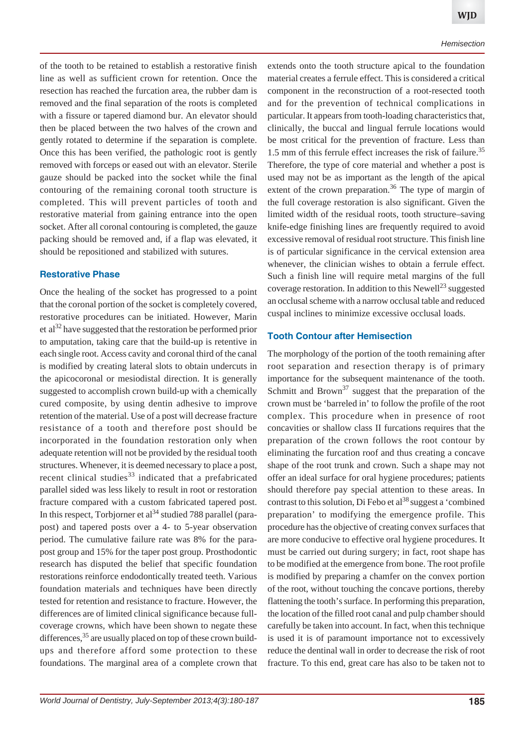of the tooth to be retained to establish a restorative finish line as well as sufficient crown for retention. Once the resection has reached the furcation area, the rubber dam is removed and the final separation of the roots is completed with a fissure or tapered diamond bur. An elevator should then be placed between the two halves of the crown and gently rotated to determine if the separation is complete. Once this has been verified, the pathologic root is gently removed with forceps or eased out with an elevator. Sterile gauze should be packed into the socket while the final contouring of the remaining coronal tooth structure is completed. This will prevent particles of tooth and restorative material from gaining entrance into the open socket. After all coronal contouring is completed, the gauze packing should be removed and, if a flap was elevated, it should be repositioned and stabilized with sutures.

## Restorative Phase

Once the healing of the socket has progressed to a point that the coronal portion of the socket is completely covered, restorative procedures can be initiated. However, Marin et al[32] have suggested that the restoration be performed prior to amputation, taking care that the build-up is retentive in each single root. Access cavity and coronal third of the canal is modified by creating lateral slots to obtain undercuts in the apicocoronal or mesiodistal direction. It is generally suggested to accomplish crown build-up with a chemically cured composite, by using dentin adhesive to improve retention of the material. Use of a post will decrease fracture resistance of a tooth and therefore post should be incorporated in the foundation restoration only when adequate retention will not be provided by the residual tooth structures. Whenever, it is deemed necessary to place a post, recent clinical studies[33] indicated that a prefabricated parallel sided was less likely to result in root or restoration fracture compared with a custom fabricated tapered post. In this respect, Torbjorner et al[34] studied 788 parallel (para-post) and tapered posts over a 4- to 5-year observation period. The cumulative failure rate was 8% for the para-post group and 15% for the taper post group. Prosthodontic research has disputed the belief that specific foundation restorations reinforce endodontically treated teeth. Various foundation materials and techniques have been directly tested for retention and resistance to fracture. However, the differences are of limited clinical significance because full-coverage crowns, which have been shown to negate these differences,[35] are usually placed on top of these crown build-ups and therefore afford some protection to these foundations. The marginal area of a complete crown that extends onto the tooth structure apical to the foundation material creates a ferrule effect. This is considered a critical component in the reconstruction of a root-resected tooth and for the prevention of technical complications in particular. It appears from tooth-loading characteristics that, clinically, the buccal and lingual ferrule locations would be most critical for the prevention of fracture. Less than 1.5 mm of this ferrule effect increases the risk of failure.[35] Therefore, the type of core material and whether a post is used may not be as important as the length of the apical extent of the crown preparation.[36] The type of margin of the full coverage restoration is also significant. Given the limited width of the residual roots, tooth structure–saving knife-edge finishing lines are frequently required to avoid excessive removal of residual root structure. This finish line is of particular significance in the cervical extension area whenever, the clinician wishes to obtain a ferrule effect. Such a finish line will require metal margins of the full coverage restoration. In addition to this Newell[23] suggested an occlusal scheme with a narrow occlusal table and reduced cuspal inclines to minimize excessive occlusal loads.

## Tooth Contour after Hemisection

The morphology of the portion of the tooth remaining after root separation and resection therapy is of primary importance for the subsequent maintenance of the tooth. Schmitt and Brown[37] suggest that the preparation of the crown must be 'barreled in' to follow the profile of the root complex. This procedure when in presence of root concavities or shallow class II furcations requires that the preparation of the crown follows the root contour by eliminating the furcation roof and thus creating a concave shape of the root trunk and crown. Such a shape may not offer an ideal surface for oral hygiene procedures; patients should therefore pay special attention to these areas. In contrast to this solution, Di Febo et al[38] suggest a 'combined preparation' to modifying the emergence profile. This procedure has the objective of creating convex surfaces that are more conducive to effective oral hygiene procedures. It must be carried out during surgery; in fact, root shape has to be modified at the emergence from bone. The root profile is modified by preparing a chamfer on the convex portion of the root, without touching the concave portions, thereby flattening the tooth's surface. In performing this preparation, the location of the filled root canal and pulp chamber should carefully be taken into account. In fact, when this technique is used it is of paramount importance not to excessively reduce the dentinal wall in order to decrease the risk of root fracture. To this end, great care has also to be taken not to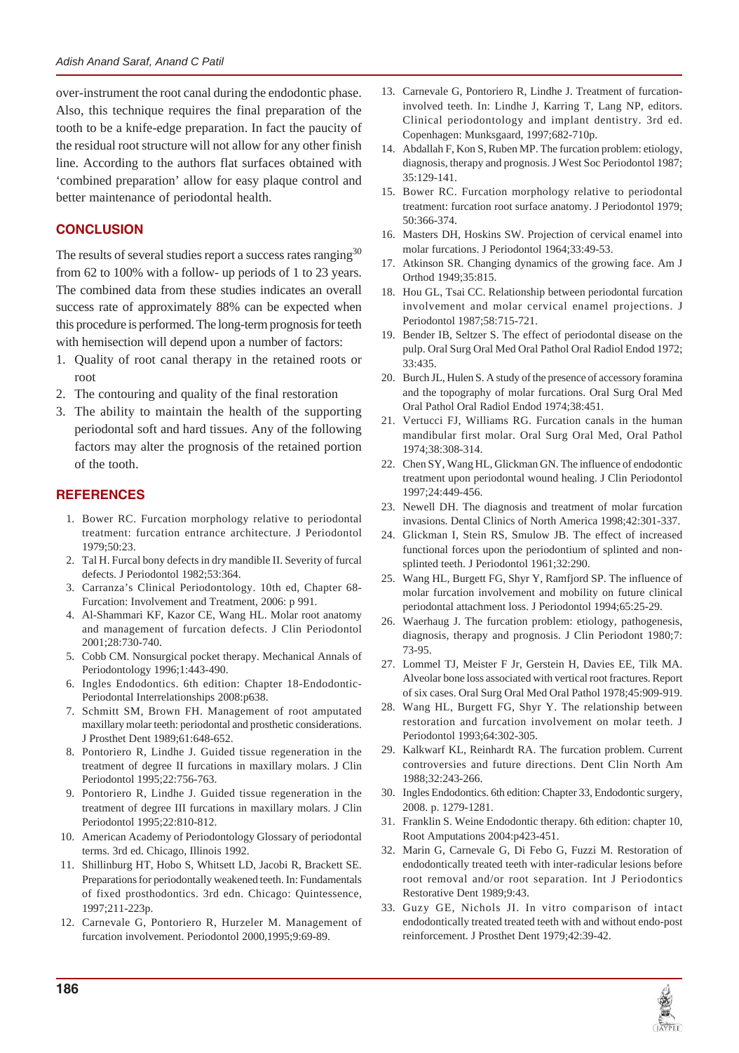over-instrument the root canal during the endodontic phase. Also, this technique requires the final preparation of the tooth to be a knife-edge preparation. In fact the paucity of the residual root structure will not allow for any other finish line. According to the authors flat surfaces obtained with 'combined preparation' allow for easy plaque control and better maintenance of periodontal health.

## CONCLUSION

The results of several studies report a success rates ranging[30] from 62 to 100% with a follow- up periods of 1 to 23 years. The combined data from these studies indicates an overall success rate of approximately 88% can be expected when this procedure is performed. The long-term prognosis for teeth with hemisection will depend upon a number of factors:

1. Quality of root canal therapy in the retained roots or root
2. The contouring and quality of the final restoration
3. The ability to maintain the health of the supporting periodontal soft and hard tissues. Any of the following factors may alter the prognosis of the retained portion of the tooth.

## REFERENCES

1. Bower RC. Furcation morphology relative to periodontal treatment: furcation entrance architecture. J Periodontol 1979;50:23.
2. Tal H. Furcal bony defects in dry mandible II. Severity of furcal defects. J Periodontol 1982;53:364.
3. Carranza's Clinical Periodontology. 10th ed, Chapter 68- Furcation: Involvement and Treatment, 2006: p 991.
4. Al-Shammari KF, Kazor CE, Wang HL. Molar root anatomy and management of furcation defects. J Clin Periodontol 2001;28:730-740.
5. Cobb CM. Nonsurgical pocket therapy. Mechanical Annals of Periodontology 1996;1:443-490.
6. Ingles Endodontics. 6th edition: Chapter 18-Endodontic-Periodontal Interrelationships 2008:p638.
7. Schmitt SM, Brown FH. Management of root amputated maxillary molar teeth: periodontal and prosthetic considerations. J Prosthet Dent 1989;61:648-652.
8. Pontoriero R, Lindhe J. Guided tissue regeneration in the treatment of degree II furcations in maxillary molars. J Clin Periodontol 1995;22:756-763.
9. Pontoriero R, Lindhe J. Guided tissue regeneration in the treatment of degree III furcations in maxillary molars. J Clin Periodontol 1995;22:810-812.
10. American Academy of Periodontology Glossary of periodontal terms. 3rd ed. Chicago, Illinois 1992.
11. Shillinburg HT, Hobo S, Whitsett LD, Jacobi R, Brackett SE. Preparations for periodontally weakened teeth. In: Fundamentals of fixed prosthodontics. 3rd edn. Chicago: Quintessence, 1997;211-223p.
12. Carnevale G, Pontoriero R, Hurzeler M. Management of furcation involvement. Periodontol 2000,1995;9:69-89.
13. Carnevale G, Pontoriero R, Lindhe J. Treatment of furcation-involved teeth. In: Lindhe J, Karring T, Lang NP, editors. Clinical periodontology and implant dentistry. 3rd ed. Copenhagen: Munksgaard, 1997;682-710p.
14. Abdallah F, Kon S, Ruben MP. The furcation problem: etiology, diagnosis, therapy and prognosis. J West Soc Periodontol 1987; 35:129-141.
15. Bower RC. Furcation morphology relative to periodontal treatment: furcation root surface anatomy. J Periodontol 1979; 50:366-374.
16. Masters DH, Hoskins SW. Projection of cervical enamel into molar furcations. J Periodontol 1964;33:49-53.
17. Atkinson SR. Changing dynamics of the growing face. Am J Orthod 1949;35:815.
18. Hou GL, Tsai CC. Relationship between periodontal furcation involvement and molar cervical enamel projections. J Periodontol 1987;58:715-721.
19. Bender IB, Seltzer S. The effect of periodontal disease on the pulp. Oral Surg Oral Med Oral Pathol Oral Radiol Endod 1972; 33:435.
20. Burch JL, Hulen S. A study of the presence of accessory foramina and the topography of molar furcations. Oral Surg Oral Med Oral Pathol Oral Radiol Endod 1974;38:451.
21. Vertucci FJ, Williams RG. Furcation canals in the human mandibular first molar. Oral Surg Oral Med, Oral Pathol 1974;38:308-314.
22. Chen SY, Wang HL, Glickman GN. The influence of endodontic treatment upon periodontal wound healing. J Clin Periodontol 1997;24:449-456.
23. Newell DH. The diagnosis and treatment of molar furcation invasions. Dental Clinics of North America 1998;42:301-337.
24. Glickman I, Stein RS, Smulow JB. The effect of increased functional forces upon the periodontium of splinted and non-splinted teeth. J Periodontol 1961;32:290.
25. Wang HL, Burgett FG, Shyr Y, Ramfjord SP. The influence of molar furcation involvement and mobility on future clinical periodontal attachment loss. J Periodontol 1994;65:25-29.
26. Waerhaug J. The furcation problem: etiology, pathogenesis, diagnosis, therapy and prognosis. J Clin Periodont 1980;7: 73-95.
27. Lommel TJ, Meister F Jr, Gerstein H, Davies EE, Tilk MA. Alveolar bone loss associated with vertical root fractures. Report of six cases. Oral Surg Oral Med Oral Pathol 1978;45:909-919.
28. Wang HL, Burgett FG, Shyr Y. The relationship between restoration and furcation involvement on molar teeth. J Periodontol 1993;64:302-305.
29. Kalkwarf KL, Reinhardt RA. The furcation problem. Current controversies and future directions. Dent Clin North Am 1988;32:243-266.
30. Ingles Endodontics. 6th edition: Chapter 33, Endodontic surgery, 2008. p. 1279-1281.
31. Franklin S. Weine Endodontic therapy. 6th edition: chapter 10, Root Amputations 2004:p423-451.
32. Marin G, Carnevale G, Di Febo G, Fuzzi M. Restoration of endodontically treated teeth with inter-radicular lesions before root removal and/or root separation. Int J Periodontics Restorative Dent 1989;9:43.
33. Guzy GE, Nichols JI. In vitro comparison of intact endodontically treated treated teeth with and without endo-post reinforcement. J Prosthet Dent 1979;42:39-42.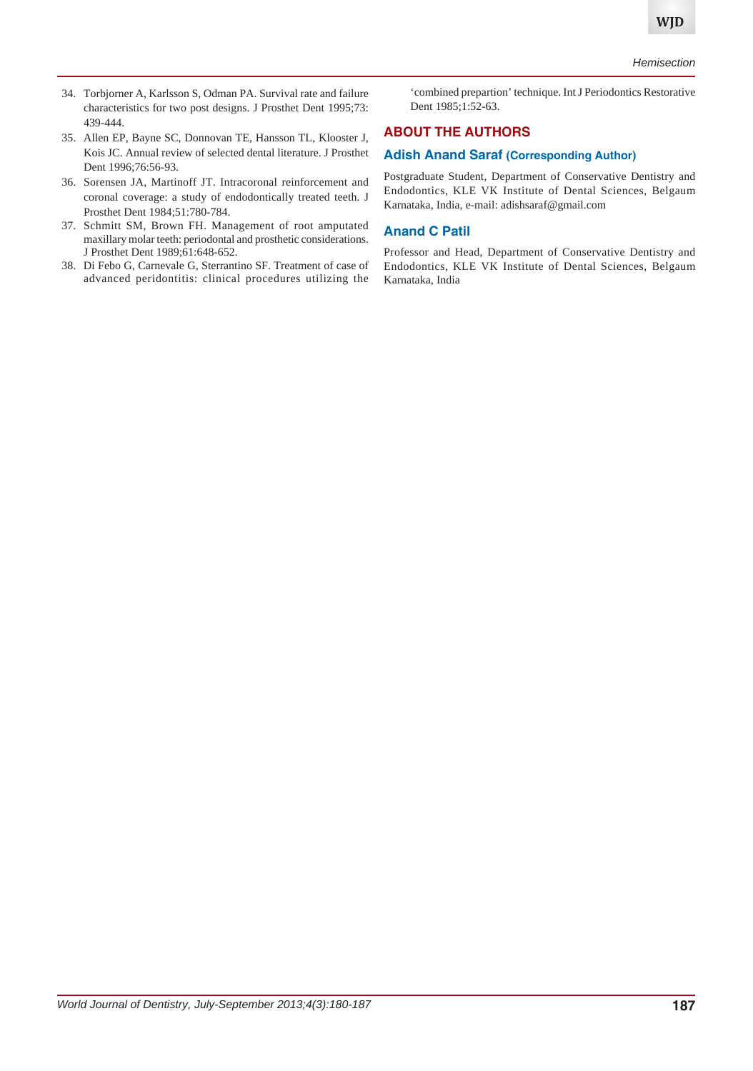34. Torbjorner A, Karlsson S, Odman PA. Survival rate and failure characteristics for two post designs. J Prosthet Dent 1995;73: 439-444.
35. Allen EP, Bayne SC, Donnovan TE, Hansson TL, Klooster J, Kois JC. Annual review of selected dental literature. J Prosthet Dent 1996;76:56-93.
36. Sorensen JA, Martinoff JT. Intracoronal reinforcement and coronal coverage: a study of endodontically treated teeth. J Prosthet Dent 1984;51:780-784.
37. Schmitt SM, Brown FH. Management of root amputated maxillary molar teeth: periodontal and prosthetic considerations. J Prosthet Dent 1989;61:648-652.
38. Di Febo G, Carnevale G, Sterrantino SF. Treatment of case of advanced peridontitis: clinical procedures utilizing the 'combined prepartion' technique. Int J Periodontics Restorative Dent 1985;1:52-63.

## ABOUT THE AUTHORS

### Adish Anand Saraf (Corresponding Author)

Postgraduate Student, Department of Conservative Dentistry and Endodontics, KLE VK Institute of Dental Sciences, Belgaum Karnataka, India, e-mail: adishsaraf@gmail.com

### Anand C Patil

Professor and Head, Department of Conservative Dentistry and Endodontics, KLE VK Institute of Dental Sciences, Belgaum Karnataka, India